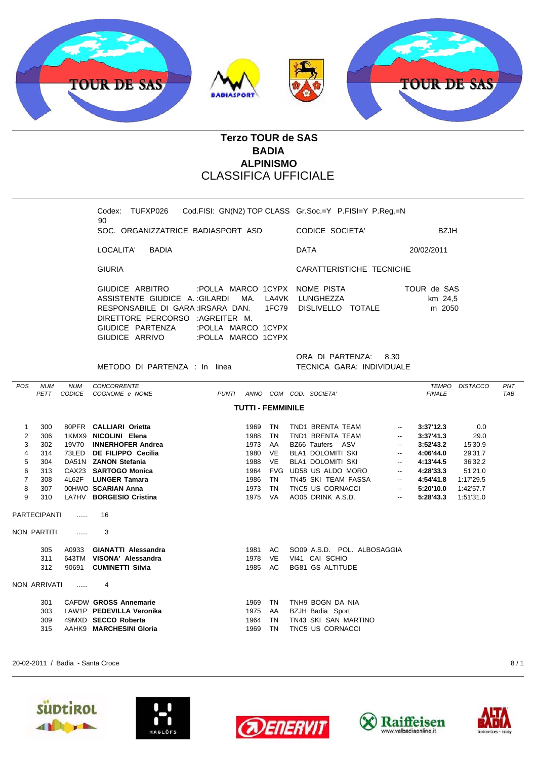# Terzo TOUR de SAS
## BADIA
## ALPINISMO
## CLASSIFICA UFFICIALE

Codex: TUFXP026 90 | Cod.FISI: GN(N2) TOP CLASS | Gr.Soc.=Y P.FISI=Y P.Reg.=N

SOC. ORGANIZZATRICE BADIASPORT ASD | CODICE SOCIETA' BZJH

LOCALITA' BADIA | DATA 20/02/2011

GIURIA | CARATTERISTICHE TECNICHE

GIUDICE ARBITRO :POLLA MARCO 1CYPX
ASSISTENTE GIUDICE A. :GILARDI MA. LA4VK
RESPONSABILE DI GARA :IRSARA DAN. 1FC79
DIRETTORE PERCORSO :AGREITER M.
GIUDICE PARTENZA :POLLA MARCO 1CYPX
GIUDICE ARRIVO :POLLA MARCO 1CYPX

NOME PISTA TOUR de SAS
LUNGHEZZA km 24,5
DISLIVELLO TOTALE m 2050

ORA DI PARTENZA: 8.30
METODO DI PARTENZA : In linea
TECNICA GARA: INDIVIDUALE

### TUTTI - FEMMINILE

| POS | NUM PETT | NUM CODICE | CONCORRENTE COGNOME e NOME | PUNTI | ANNO | COM | COD. SOCIETA' | | TEMPO FINALE | DISTACCO | PNT TAB |
|---|---|---|---|---|---|---|---|---|---|---|---|
| 1 | 300 | 80PFR | **CALLIARI Orietta** | | 1969 | TN | TND1 BRENTA TEAM | -- | **3:37'12.3** | 0.0 | |
| 2 | 306 | 1KMX9 | **NICOLINI Elena** | | 1988 | TN | TND1 BRENTA TEAM | -- | **3:37'41.3** | 29.0 | |
| 3 | 302 | 19V70 | **INNERHOFER Andrea** | | 1973 | AA | BZ66 Taufers ASV | -- | **3:52'43.2** | 15'30.9 | |
| 4 | 314 | 73LED | **DE FILIPPO Cecilia** | | 1980 | VE | BLA1 DOLOMITI SKI | -- | **4:06'44.0** | 29'31.7 | |
| 5 | 304 | DA51N | **ZANON Stefania** | | 1988 | VE | BLA1 DOLOMITI SKI | -- | **4:13'44.5** | 36'32.2 | |
| 6 | 313 | CAX23 | **SARTOGO Monica** | | 1964 | FVG | UD58 US ALDO MORO | -- | **4:28'33.3** | 51'21.0 | |
| 7 | 308 | 4L62F | **LUNGER Tamara** | | 1986 | TN | TN45 SKI TEAM FASSA | -- | **4:54'41.8** | 1:17'29.5 | |
| 8 | 307 | 00HWO | **SCARIAN Anna** | | 1973 | TN | TNC5 US CORNACCI | -- | **5:20'10.0** | 1:42'57.7 | |
| 9 | 310 | LA7HV | **BORGESIO Cristina** | | 1975 | VA | AO05 DRINK A.S.D. | -- | **5:28'43.3** | 1:51'31.0 | |

PARTECIPANTI ...... 16

NON PARTITI ...... 3

| NUM PETT | NUM CODICE | COGNOME e NOME | ANNO | COM | COD. SOCIETA' |
|---|---|---|---|---|---|
| 305 | A0933 | **GIANATTI Alessandra** | 1981 | AC | SO09 A.S.D. POL. ALBOSAGGIA |
| 311 | 643TM | **VISONA' Alessandra** | 1978 | VE | VI41 CAI SCHIO |
| 312 | 90691 | **CUMINETTI Silvia** | 1985 | AC | BG81 GS ALTITUDE |

NON ARRIVATI ...... 4

| NUM PETT | NUM CODICE | COGNOME e NOME | ANNO | COM | COD. SOCIETA' |
|---|---|---|---|---|---|
| 301 | CAFDW | **GROSS Annemarie** | 1969 | TN | TNH9 BOGN DA NIA |
| 303 | LAW1P | **PEDEVILLA Veronika** | 1975 | AA | BZJH Badia Sport |
| 309 | 49MXD | **SECCO Roberta** | 1964 | TN | TN43 SKI SAN MARTINO |
| 315 | AAHK9 | **MARCHESINI Gloria** | 1969 | TN | TNC5 US CORNACCI |

20-02-2011 / Badia - Santa Croce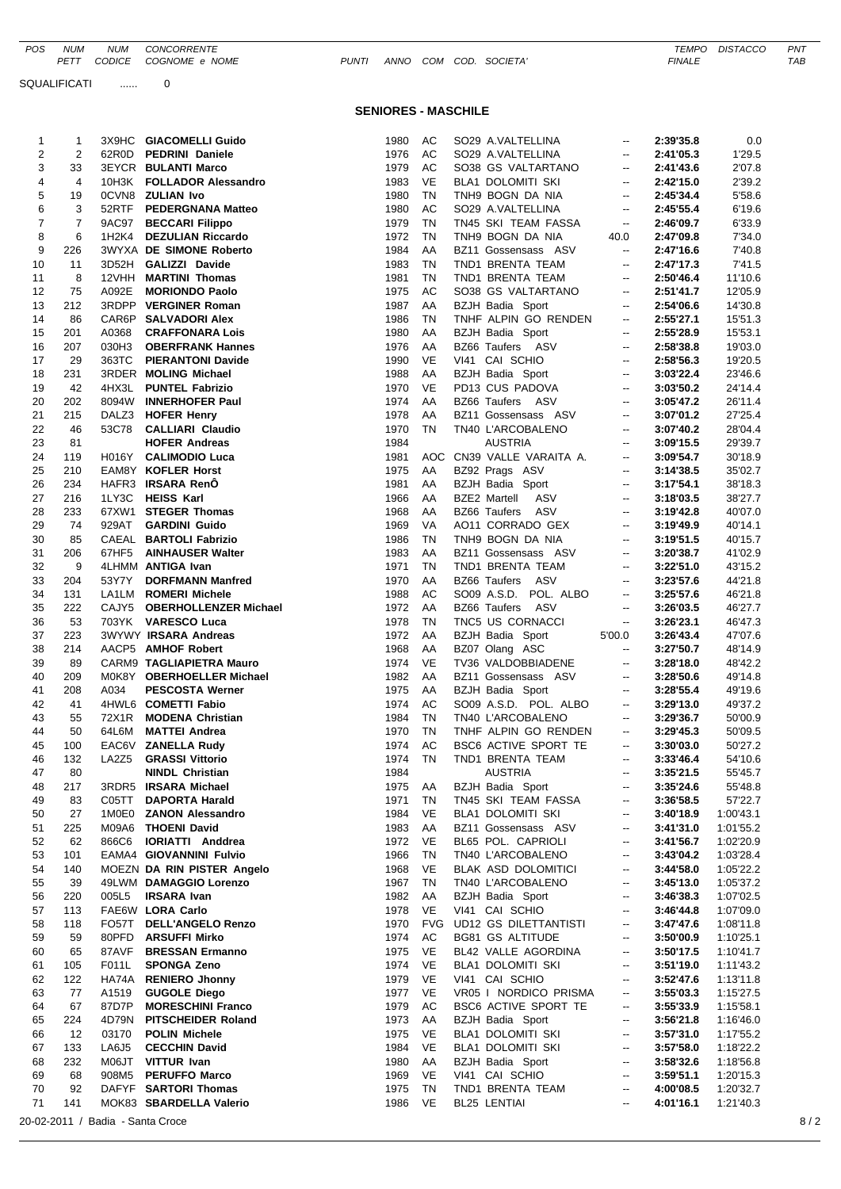| POS | NUM PETT | NUM CODICE | CONCORRENTE COGNOME e NOME | PUNTI | ANNO | COM | COD. SOCIETA' | | TEMPO FINALE | DISTACCO | PNT TAB |
|---|---|---|---|---|---|---|---|---|---|---|---|

SQUALIFICATI ...... 0

## SENIORES - MASCHILE

| POS | NUM PETT | NUM CODICE | COGNOME e NOME | ANNO | COM | COD. SOCIETA' | PUNTI | TEMPO FINALE | DISTACCO |
|---|---|---|---|---|---|---|---|---|---|
| 1 | 1 | 3X9HC | **GIACOMELLI Guido** | 1980 | AC | SO29 A.VALTELLINA | -- | **2:39'35.8** | 0.0 |
| 2 | 2 | 62R0D | **PEDRINI Daniele** | 1976 | AC | SO29 A.VALTELLINA | -- | **2:41'05.3** | 1'29.5 |
| 3 | 33 | 3EYCR | **BULANTI Marco** | 1979 | AC | SO38 GS VALTARTANO | -- | **2:41'43.6** | 2'07.8 |
| 4 | 4 | 10H3K | **FOLLADOR Alessandro** | 1983 | VE | BLA1 DOLOMITI SKI | -- | **2:42'15.0** | 2'39.2 |
| 5 | 19 | 0CVN8 | **ZULIAN Ivo** | 1980 | TN | TNH9 BOGN DA NIA | -- | **2:45'34.4** | 5'58.6 |
| 6 | 3 | 52RTF | **PEDERGNANA Matteo** | 1980 | AC | SO29 A.VALTELLINA | -- | **2:45'55.4** | 6'19.6 |
| 7 | 7 | 9AC97 | **BECCARI Filippo** | 1979 | TN | TN45 SKI TEAM FASSA | -- | **2:46'09.7** | 6'33.9 |
| 8 | 6 | 1H2K4 | **DEZULIAN Riccardo** | 1972 | TN | TNH9 BOGN DA NIA | 40.0 | **2:47'09.8** | 7'34.0 |
| 9 | 226 | 3WYXA | **DE SIMONE Roberto** | 1984 | AA | BZ11 Gossensass ASV | -- | **2:47'16.6** | 7'40.8 |
| 10 | 11 | 3D52H | **GALIZZI Davide** | 1983 | TN | TND1 BRENTA TEAM | -- | **2:47'17.3** | 7'41.5 |
| 11 | 8 | 12VHH | **MARTINI Thomas** | 1981 | TN | TND1 BRENTA TEAM | -- | **2:50'46.4** | 11'10.6 |
| 12 | 75 | A092E | **MORIONDO Paolo** | 1975 | AC | SO38 GS VALTARTANO | -- | **2:51'41.7** | 12'05.9 |
| 13 | 212 | 3RDPP | **VERGINER Roman** | 1987 | AA | BZJH Badia Sport | -- | **2:54'06.6** | 14'30.8 |
| 14 | 86 | CAR6P | **SALVADORI Alex** | 1986 | TN | TNHF ALPIN GO RENDEN | -- | **2:55'27.1** | 15'51.3 |
| 15 | 201 | A0368 | **CRAFFONARA Lois** | 1980 | AA | BZJH Badia Sport | -- | **2:55'28.9** | 15'53.1 |
| 16 | 207 | 030H3 | **OBERFRANK Hannes** | 1976 | AA | BZ66 Taufers ASV | -- | **2:58'38.8** | 19'03.0 |
| 17 | 29 | 363TC | **PIERANTONI Davide** | 1990 | VE | VI41 CAI SCHIO | -- | **2:58'56.3** | 19'20.5 |
| 18 | 231 | 3RDER | **MOLING Michael** | 1988 | AA | BZJH Badia Sport | -- | **3:03'22.4** | 23'46.6 |
| 19 | 42 | 4HX3L | **PUNTEL Fabrizio** | 1970 | VE | PD13 CUS PADOVA | -- | **3:03'50.2** | 24'14.4 |
| 20 | 202 | 8094W | **INNERHOFER Paul** | 1974 | AA | BZ66 Taufers ASV | -- | **3:05'47.2** | 26'11.4 |
| 21 | 215 | DALZ3 | **HOFER Henry** | 1978 | AA | BZ11 Gossensass ASV | -- | **3:07'01.2** | 27'25.4 |
| 22 | 46 | 53C78 | **CALLIARI Claudio** | 1970 | TN | TN40 L'ARCOBALENO | -- | **3:07'40.2** | 28'04.4 |
| 23 | 81 | | **HOFER Andreas** | 1984 | | AUSTRIA | -- | **3:09'15.5** | 29'39.7 |
| 24 | 119 | H016Y | **CALIMODIO Luca** | 1981 | AOC | CN39 VALLE VARAITA A. | -- | **3:09'54.7** | 30'18.9 |
| 25 | 210 | EAM8Y | **KOFLER Horst** | 1975 | AA | BZ92 Prags ASV | -- | **3:14'38.5** | 35'02.7 |
| 26 | 234 | HAFR3 | **IRSARA RenÔ** | 1981 | AA | BZJH Badia Sport | -- | **3:17'54.1** | 38'18.3 |
| 27 | 216 | 1LY3C | **HEISS Karl** | 1966 | AA | BZE2 Martell ASV | -- | **3:18'03.5** | 38'27.7 |
| 28 | 233 | 67XW1 | **STEGER Thomas** | 1968 | AA | BZ66 Taufers ASV | -- | **3:19'42.8** | 40'07.0 |
| 29 | 74 | 929AT | **GARDINI Guido** | 1969 | VA | AO11 CORRADO GEX | -- | **3:19'49.9** | 40'14.1 |
| 30 | 85 | CAEAL | **BARTOLI Fabrizio** | 1986 | TN | TNH9 BOGN DA NIA | -- | **3:19'51.5** | 40'15.7 |
| 31 | 206 | 67HF5 | **AINHAUSER Walter** | 1983 | AA | BZ11 Gossensass ASV | -- | **3:20'38.7** | 41'02.9 |
| 32 | 9 | 4LHMM | **ANTIGA Ivan** | 1971 | TN | TND1 BRENTA TEAM | -- | **3:22'51.0** | 43'15.2 |
| 33 | 204 | 53Y7Y | **DORFMANN Manfred** | 1970 | AA | BZ66 Taufers ASV | -- | **3:23'57.6** | 44'21.8 |
| 34 | 131 | LA1LM | **ROMERI Michele** | 1988 | AC | SO09 A.S.D. POL. ALBO | -- | **3:25'57.6** | 46'21.8 |
| 35 | 222 | CAJY5 | **OBERHOLLENZER Michael** | 1972 | AA | BZ66 Taufers ASV | -- | **3:26'03.5** | 46'27.7 |
| 36 | 53 | 703YK | **VARESCO Luca** | 1978 | TN | TNC5 US CORNACCI | -- | **3:26'23.1** | 46'47.3 |
| 37 | 223 | 3WYWY | **IRSARA Andreas** | 1972 | AA | BZJH Badia Sport | 5'00.0 | **3:26'43.4** | 47'07.6 |
| 38 | 214 | AACP5 | **AMHOF Robert** | 1968 | AA | BZ07 Olang ASC | -- | **3:27'50.7** | 48'14.9 |
| 39 | 89 | CARM9 | **TAGLIAPIETRA Mauro** | 1974 | VE | TV36 VALDOBBIADENE | -- | **3:28'18.0** | 48'42.2 |
| 40 | 209 | M0K8Y | **OBERHOELLER Michael** | 1982 | AA | BZ11 Gossensass ASV | -- | **3:28'50.6** | 49'14.8 |
| 41 | 208 | A034 | **PESCOSTA Werner** | 1975 | AA | BZJH Badia Sport | -- | **3:28'55.4** | 49'19.6 |
| 42 | 41 | 4HWL6 | **COMETTI Fabio** | 1974 | AC | SO09 A.S.D. POL. ALBO | -- | **3:29'13.0** | 49'37.2 |
| 43 | 55 | 72X1R | **MODENA Christian** | 1984 | TN | TN40 L'ARCOBALENO | -- | **3:29'36.7** | 50'00.9 |
| 44 | 50 | 64L6M | **MATTEI Andrea** | 1970 | TN | TNHF ALPIN GO RENDEN | -- | **3:29'45.3** | 50'09.5 |
| 45 | 100 | EAC6V | **ZANELLA Rudy** | 1974 | AC | BSC6 ACTIVE SPORT TE | -- | **3:30'03.0** | 50'27.2 |
| 46 | 132 | LA2Z5 | **GRASSI Vittorio** | 1974 | TN | TND1 BRENTA TEAM | -- | **3:33'46.4** | 54'10.6 |
| 47 | 80 | | **NINDL Christian** | 1984 | | AUSTRIA | -- | **3:35'21.5** | 55'45.7 |
| 48 | 217 | 3RDR5 | **IRSARA Michael** | 1975 | AA | BZJH Badia Sport | -- | **3:35'24.6** | 55'48.8 |
| 49 | 83 | C05TT | **DAPORTA Harald** | 1971 | TN | TN45 SKI TEAM FASSA | -- | **3:36'58.5** | 57'22.7 |
| 50 | 27 | 1M0E0 | **ZANON Alessandro** | 1984 | VE | BLA1 DOLOMITI SKI | -- | **3:40'18.9** | 1:00'43.1 |
| 51 | 225 | M09A6 | **THOENI David** | 1983 | AA | BZ11 Gossensass ASV | -- | **3:41'31.0** | 1:01'55.2 |
| 52 | 62 | 866C6 | **IORIATTI Anddrea** | 1972 | VE | BL65 POL. CAPRIOLI | -- | **3:41'56.7** | 1:02'20.9 |
| 53 | 101 | EAMA4 | **GIOVANNINI Fulvio** | 1966 | TN | TN40 L'ARCOBALENO | -- | **3:43'04.2** | 1:03'28.4 |
| 54 | 140 | MOEZN | **DA RIN PISTER Angelo** | 1968 | VE | BLAK ASD DOLOMITICI | -- | **3:44'58.0** | 1:05'22.2 |
| 55 | 39 | 49LWM | **DAMAGGIO Lorenzo** | 1967 | TN | TN40 L'ARCOBALENO | -- | **3:45'13.0** | 1:05'37.2 |
| 56 | 220 | 005L5 | **IRSARA Ivan** | 1982 | AA | BZJH Badia Sport | -- | **3:46'38.3** | 1:07'02.5 |
| 57 | 113 | FAE6W | **LORA Carlo** | 1978 | VE | VI41 CAI SCHIO | -- | **3:46'44.8** | 1:07'09.0 |
| 58 | 118 | FO57T | **DELL'ANGELO Renzo** | 1970 | FVG | UD12 GS DILETTANTISTI | -- | **3:47'47.6** | 1:08'11.8 |
| 59 | 59 | 80PFD | **ARSUFFI Mirko** | 1974 | AC | BG81 GS ALTITUDE | -- | **3:50'00.9** | 1:10'25.1 |
| 60 | 65 | 87AVF | **BRESSAN Ermanno** | 1975 | VE | BL42 VALLE AGORDINA | -- | **3:50'17.5** | 1:10'41.7 |
| 61 | 105 | F011L | **SPONGA Zeno** | 1974 | VE | BLA1 DOLOMITI SKI | -- | **3:51'19.0** | 1:11'43.2 |
| 62 | 122 | HA74A | **RENIERO Jhonny** | 1979 | VE | VI41 CAI SCHIO | -- | **3:52'47.6** | 1:13'11.8 |
| 63 | 77 | A1519 | **GUGOLE Diego** | 1977 | VE | VR05 I NORDICO PRISMA | -- | **3:55'03.3** | 1:15'27.5 |
| 64 | 67 | 87D7P | **MORESCHINI Franco** | 1979 | AC | BSC6 ACTIVE SPORT TE | -- | **3:55'33.9** | 1:15'58.1 |
| 65 | 224 | 4D79N | **PITSCHEIDER Roland** | 1973 | AA | BZJH Badia Sport | -- | **3:56'21.8** | 1:16'46.0 |
| 66 | 12 | 03170 | **POLIN Michele** | 1975 | VE | BLA1 DOLOMITI SKI | -- | **3:57'31.0** | 1:17'55.2 |
| 67 | 133 | LA6J5 | **CECCHIN David** | 1984 | VE | BLA1 DOLOMITI SKI | -- | **3:57'58.0** | 1:18'22.2 |
| 68 | 232 | M06JT | **VITTUR Ivan** | 1980 | AA | BZJH Badia Sport | -- | **3:58'32.6** | 1:18'56.8 |
| 69 | 68 | 908M5 | **PERUFFO Marco** | 1969 | VE | VI41 CAI SCHIO | -- | **3:59'51.1** | 1:20'15.3 |
| 70 | 92 | DAFYF | **SARTORI Thomas** | 1975 | TN | TND1 BRENTA TEAM | -- | **4:00'08.5** | 1:20'32.7 |
| 71 | 141 | MOK83 | **SBARDELLA Valerio** | 1986 | VE | BL25 LENTIAI | -- | **4:01'16.1** | 1:21'40.3 |

20-02-2011 / Badia - Santa Croce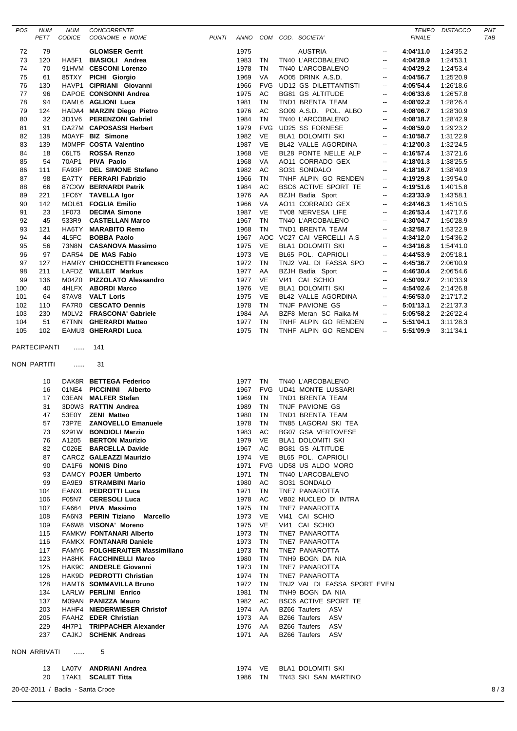| POS | NUM PETT | NUM CODICE | CONCORRENTE COGNOME e NOME | PUNTI | ANNO | COM | COD. SOCIETA' | | TEMPO FINALE | DISTACCO | PNT TAB |
|---|---|---|---|---|---|---|---|---|---|---|---|
| 72 | 79 | | **GLOMSER Gerrit** | | 1975 | | AUSTRIA | -- | **4:04'11.0** | 1:24'35.2 | |
| 73 | 120 | HA5F1 | **BIASIOLI Andrea** | | 1983 | TN | TN40 L'ARCOBALENO | -- | **4:04'28.9** | 1:24'53.1 | |
| 74 | 70 | 91HVM | **CESCONI Lorenzo** | | 1978 | TN | TN40 L'ARCOBALENO | -- | **4:04'29.2** | 1:24'53.4 | |
| 75 | 61 | 85TXY | **PICHI Giorgio** | | 1969 | VA | AO05 DRINK A.S.D. | -- | **4:04'56.7** | 1:25'20.9 | |
| 76 | 130 | HAVP1 | **CIPRIANI Giovanni** | | 1966 | FVG | UD12 GS DILETTANTISTI | -- | **4:05'54.4** | 1:26'18.6 | |
| 77 | 96 | DAPOE | **CONSONNI Andrea** | | 1975 | AC | BG81 GS ALTITUDE | -- | **4:06'33.6** | 1:26'57.8 | |
| 78 | 94 | DAML6 | **AGLIONI Luca** | | 1981 | TN | TND1 BRENTA TEAM | -- | **4:08'02.2** | 1:28'26.4 | |
| 79 | 124 | HADA4 | **MARZIN Diego Pietro** | | 1976 | AC | SO09 A.S.D. POL. ALBO | -- | **4:08'06.7** | 1:28'30.9 | |
| 80 | 32 | 3D1V6 | **PERENZONI Gabriel** | | 1984 | TN | TN40 L'ARCOBALENO | -- | **4:08'18.7** | 1:28'42.9 | |
| 81 | 91 | DA27M | **CAPOSASSI Herbert** | | 1979 | FVG | UD25 SS FORNESE | -- | **4:08'59.0** | 1:29'23.2 | |
| 82 | 138 | M0AYF | **BIZ Simone** | | 1982 | VE | BLA1 DOLOMITI SKI | -- | **4:10'58.7** | 1:31'22.9 | |
| 83 | 139 | M0MPF | **COSTA Valentino** | | 1987 | VE | BL42 VALLE AGORDINA | -- | **4:12'00.3** | 1:32'24.5 | |
| 84 | 18 | 06LT5 | **ROSSA Renzo** | | 1968 | VE | BL28 PONTE NELLE ALP | -- | **4:16'57.4** | 1:37'21.6 | |
| 85 | 54 | 70AP1 | **PIVA Paolo** | | 1968 | VA | AO11 CORRADO GEX | -- | **4:18'01.3** | 1:38'25.5 | |
| 86 | 111 | FA93P | **DEL SIMONE Stefano** | | 1982 | AC | SO31 SONDALO | -- | **4:18'16.7** | 1:38'40.9 | |
| 87 | 98 | EA7TY | **FERRARI Fabrizio** | | 1966 | TN | TNHF ALPIN GO RENDEN | -- | **4:19'29.8** | 1:39'54.0 | |
| 88 | 66 | 87CXW | **BERNARDI Patrik** | | 1984 | AC | BSC6 ACTIVE SPORT TE | -- | **4:19'51.6** | 1:40'15.8 | |
| 89 | 221 | 1FC6Y | **TAVELLA Igor** | | 1976 | AA | BZJH Badia Sport | -- | **4:23'33.9** | 1:43'58.1 | |
| 90 | 142 | MOL61 | **FOGLIA Emilio** | | 1966 | VA | AO11 CORRADO GEX | -- | **4:24'46.3** | 1:45'10.5 | |
| 91 | 23 | 1F073 | **DECIMA Simone** | | 1987 | VE | TV08 NERVESA LIFE | -- | **4:26'53.4** | 1:47'17.6 | |
| 92 | 45 | 533R9 | **CASTELLAN Marco** | | 1970 | TN | TN40 L'ARCOBALENO | -- | **4:30'04.7** | 1:50'28.9 | |
| 93 | 121 | HA6TY | **MARABITO Remo** | | 1968 | TN | TND1 BRENTA TEAM | -- | **4:32'58.7** | 1:53'22.9 | |
| 94 | 44 | 4L5FC | **BOBBA Paolo** | | 1967 | AOC | VC27 CAI VERCELLI A.S | -- | **4:34'12.0** | 1:54'36.2 | |
| 95 | 56 | 73N8N | **CASANOVA Massimo** | | 1975 | VE | BLA1 DOLOMITI SKI | -- | **4:34'16.8** | 1:54'41.0 | |
| 96 | 97 | DAR54 | **DE MAS Fabio** | | 1973 | VE | BL65 POL. CAPRIOLI | -- | **4:44'53.9** | 2:05'18.1 | |
| 97 | 127 | HAMRY | **CHIOCCHETTI Francesco** | | 1972 | TN | TNJ2 VAL DI FASSA SPO | -- | **4:45'36.7** | 2:06'00.9 | |
| 98 | 211 | LAFDZ | **WILLEIT Markus** | | 1977 | AA | BZJH Badia Sport | -- | **4:46'30.4** | 2:06'54.6 | |
| 99 | 136 | M04Z0 | **PIZZOLATO Alessandro** | | 1977 | VE | VI41 CAI SCHIO | -- | **4:50'09.7** | 2:10'33.9 | |
| 100 | 40 | 4HLFX | **ABORDI Marco** | | 1976 | VE | BLA1 DOLOMITI SKI | -- | **4:54'02.6** | 2:14'26.8 | |
| 101 | 64 | 87AV8 | **VALT Loris** | | 1975 | VE | BL42 VALLE AGORDINA | -- | **4:56'53.0** | 2:17'17.2 | |
| 102 | 110 | FA7R0 | **CESCATO Dennis** | | 1978 | TN | TNJF PAVIONE GS | -- | **5:01'13.1** | 2:21'37.3 | |
| 103 | 230 | M0LV2 | **FRASCONA' Gabriele** | | 1984 | AA | BZF8 Meran SC Raika-M | -- | **5:05'58.2** | 2:26'22.4 | |
| 104 | 51 | 67TNN | **GHERARDI Matteo** | | 1977 | TN | TNHF ALPIN GO RENDEN | -- | **5:51'04.1** | 3:11'28.3 | |
| 105 | 102 | EAMU3 | **GHERARDI Luca** | | 1975 | TN | TNHF ALPIN GO RENDEN | -- | **5:51'09.9** | 3:11'34.1 | |

PARTECIPANTI ...... 141

NON PARTITI ...... 31

| NUM PETT | NUM CODICE | COGNOME e NOME | ANNO | COM | COD. SOCIETA' |
|---|---|---|---|---|---|
| 10 | DAK8R | **BETTEGA Federico** | 1977 | TN | TN40 L'ARCOBALENO |
| 16 | 01NE4 | **PICCININI Alberto** | 1967 | FVG | UD41 MONTE LUSSARI |
| 17 | 03EAN | **MALFER Stefan** | 1969 | TN | TND1 BRENTA TEAM |
| 31 | 3D0W3 | **RATTIN Andrea** | 1989 | TN | TNJF PAVIONE GS |
| 47 | 53E0Y | **ZENI Matteo** | 1980 | TN | TND1 BRENTA TEAM |
| 57 | 73P7E | **ZANOVELLO Emanuele** | 1978 | TN | TN85 LAGORAI SKI TEA |
| 73 | 9291W | **BONDIOLI Marzio** | 1983 | AC | BG07 GSA VERTOVESE |
| 76 | A1205 | **BERTON Maurizio** | 1979 | VE | BLA1 DOLOMITI SKI |
| 82 | C026E | **BARCELLA Davide** | 1967 | AC | BG81 GS ALTITUDE |
| 87 | CARCZ | **GALEAZZI Maurizio** | 1974 | VE | BL65 POL. CAPRIOLI |
| 90 | DA1F6 | **NONIS Dino** | 1971 | FVG | UD58 US ALDO MORO |
| 93 | DAMCY | **POJER Umberto** | 1971 | TN | TN40 L'ARCOBALENO |
| 99 | EA9E9 | **STRAMBINI Mario** | 1980 | AC | SO31 SONDALO |
| 104 | EANXL | **PEDROTTI Luca** | 1971 | TN | TNE7 PANAROTTA |
| 106 | F05N7 | **CERESOLI Luca** | 1978 | AC | VB02 NUCLEO DI INTRA |
| 107 | FA664 | **PIVA Massimo** | 1975 | TN | TNE7 PANAROTTA |
| 108 | FA6N3 | **PERIN Tiziano Marcello** | 1973 | VE | VI41 CAI SCHIO |
| 109 | FA6W8 | **VISONA' Moreno** | 1975 | VE | VI41 CAI SCHIO |
| 115 | FAMKW | **FONTANARI Alberto** | 1973 | TN | TNE7 PANAROTTA |
| 116 | FAMKX | **FONTANARI Daniele** | 1973 | TN | TNE7 PANAROTTA |
| 117 | FAMY6 | **FOLGHERAITER Massimiliano** | 1973 | TN | TNE7 PANAROTTA |
| 123 | HA8HK | **FACCHINELLI Marco** | 1980 | TN | TNH9 BOGN DA NIA |
| 125 | HAK9C | **ANDERLE Giovanni** | 1973 | TN | TNE7 PANAROTTA |
| 126 | HAK9D | **PEDROTTI Christian** | 1974 | TN | TNE7 PANAROTTA |
| 128 | HAMT6 | **SOMMAVILLA Bruno** | 1972 | TN | TNJ2 VAL DI FASSA SPORT EVEN |
| 134 | LARLW | **PERLINI Enrico** | 1981 | TN | TNH9 BOGN DA NIA |
| 137 | M09AN | **PANIZZA Mauro** | 1982 | AC | BSC6 ACTIVE SPORT TE |
| 203 | HAHF4 | **NIEDERWIESER Christof** | 1974 | AA | BZ66 Taufers ASV |
| 205 | FAAHZ | **EDER Christian** | 1973 | AA | BZ66 Taufers ASV |
| 229 | 4H7P1 | **TRIPPACHER Alexander** | 1976 | AA | BZ66 Taufers ASV |
| 237 | CAJKJ | **SCHENK Andreas** | 1971 | AA | BZ66 Taufers ASV |

NON ARRIVATI ...... 5

| NUM PETT | NUM CODICE | COGNOME e NOME | ANNO | COM | COD. SOCIETA' |
|---|---|---|---|---|---|
| 13 | LA07V | **ANDRIANI Andrea** | 1974 | VE | BLA1 DOLOMITI SKI |
| 20 | 17AK1 | **SCALET Titta** | 1986 | TN | TN43 SKI SAN MARTINO |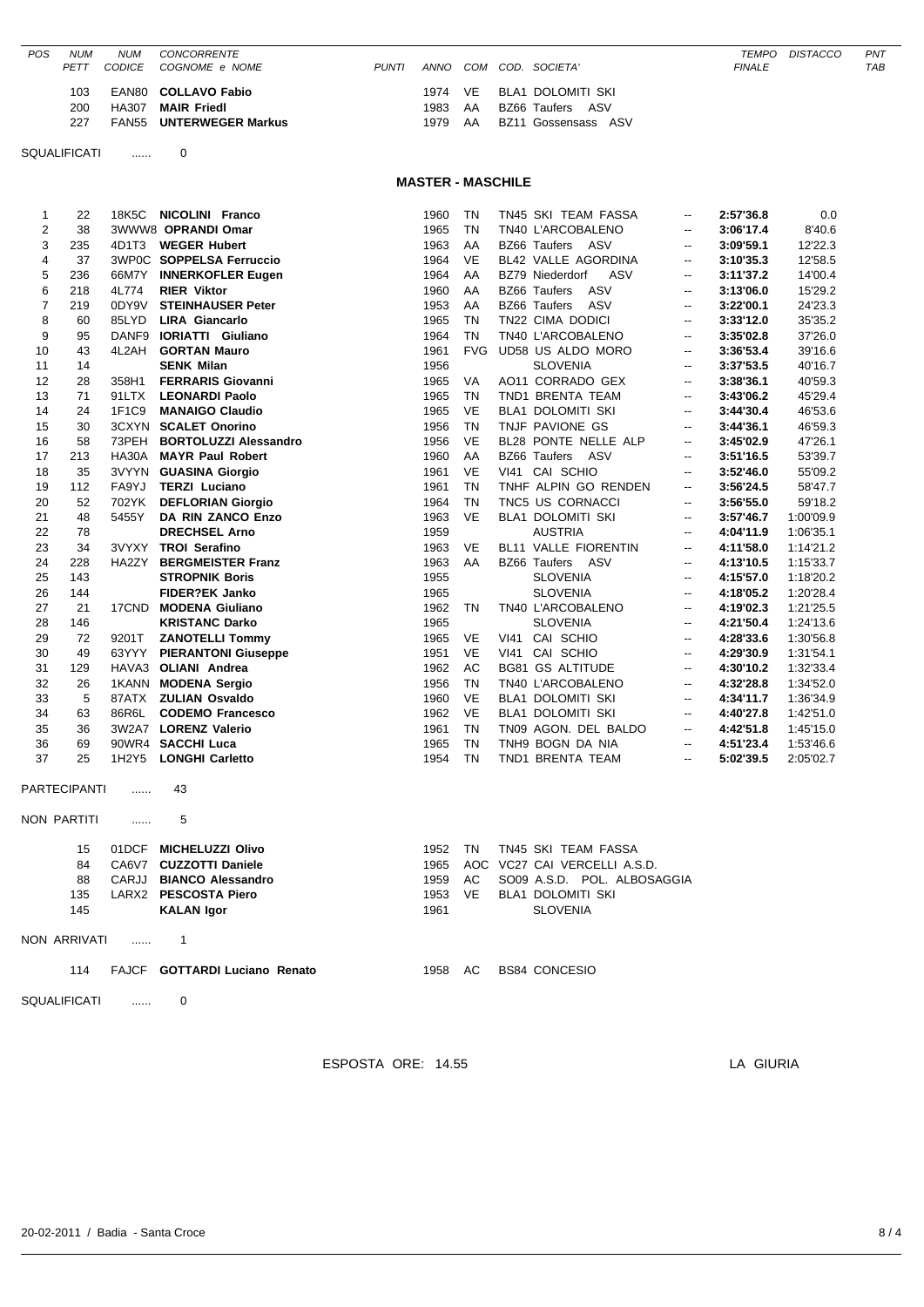| POS | NUM PETT | NUM CODICE | CONCORRENTE COGNOME e NOME | PUNTI | ANNO | COM | COD. SOCIETA' | | TEMPO FINALE | DISTACCO | PNT TAB |
|---|---|---|---|---|---|---|---|---|---|---|---|
| | 103 | EAN80 | **COLLAVO Fabio** | | 1974 | VE | BLA1 DOLOMITI SKI | | | | |
| | 200 | HA307 | **MAIR Friedl** | | 1983 | AA | BZ66 Taufers ASV | | | | |
| | 227 | FAN55 | **UNTERWEGER Markus** | | 1979 | AA | BZ11 Gossensass ASV | | | | |

SQUALIFICATI ...... 0

## MASTER - MASCHILE

| POS | NUM PETT | NUM CODICE | CONCORRENTE COGNOME e NOME | PUNTI | ANNO | COM | COD. SOCIETA' | | TEMPO FINALE | DISTACCO | PNT TAB |
|---|---|---|---|---|---|---|---|---|---|---|---|
| 1 | 22 | 18K5C | **NICOLINI Franco** | | 1960 | TN | TN45 SKI TEAM FASSA | -- | **2:57'36.8** | 0.0 | |
| 2 | 38 | 3WWW8 | **OPRANDI Omar** | | 1965 | TN | TN40 L'ARCOBALENO | -- | **3:06'17.4** | 8'40.6 | |
| 3 | 235 | 4D1T3 | **WEGER Hubert** | | 1963 | AA | BZ66 Taufers ASV | -- | **3:09'59.1** | 12'22.3 | |
| 4 | 37 | 3WP0C | **SOPPELSA Ferruccio** | | 1964 | VE | BL42 VALLE AGORDINA | -- | **3:10'35.3** | 12'58.5 | |
| 5 | 236 | 66M7Y | **INNERKOFLER Eugen** | | 1964 | AA | BZ79 Niederdorf ASV | -- | **3:11'37.2** | 14'00.4 | |
| 6 | 218 | 4L774 | **RIER Viktor** | | 1960 | AA | BZ66 Taufers ASV | -- | **3:13'06.0** | 15'29.2 | |
| 7 | 219 | 0DY9V | **STEINHAUSER Peter** | | 1953 | AA | BZ66 Taufers ASV | -- | **3:22'00.1** | 24'23.3 | |
| 8 | 60 | 85LYD | **LIRA Giancarlo** | | 1965 | TN | TN22 CIMA DODICI | -- | **3:33'12.0** | 35'35.2 | |
| 9 | 95 | DANF9 | **IORIATTI Giuliano** | | 1964 | TN | TN40 L'ARCOBALENO | -- | **3:35'02.8** | 37'26.0 | |
| 10 | 43 | 4L2AH | **GORTAN Mauro** | | 1961 | FVG | UD58 US ALDO MORO | -- | **3:36'53.4** | 39'16.6 | |
| 11 | 14 | | **SENK Milan** | | 1956 | | SLOVENIA | -- | **3:37'53.5** | 40'16.7 | |
| 12 | 28 | 358H1 | **FERRARIS Giovanni** | | 1965 | VA | AO11 CORRADO GEX | -- | **3:38'36.1** | 40'59.3 | |
| 13 | 71 | 91LTX | **LEONARDI Paolo** | | 1965 | TN | TND1 BRENTA TEAM | -- | **3:43'06.2** | 45'29.4 | |
| 14 | 24 | 1F1C9 | **MANAIGO Claudio** | | 1965 | VE | BLA1 DOLOMITI SKI | -- | **3:44'30.4** | 46'53.6 | |
| 15 | 30 | 3CXYN | **SCALET Onorino** | | 1956 | TN | TNJF PAVIONE GS | -- | **3:44'36.1** | 46'59.3 | |
| 16 | 58 | 73PEH | **BORTOLUZZI Alessandro** | | 1956 | VE | BL28 PONTE NELLE ALP | -- | **3:45'02.9** | 47'26.1 | |
| 17 | 213 | HA30A | **MAYR Paul Robert** | | 1960 | AA | BZ66 Taufers ASV | -- | **3:51'16.5** | 53'39.7 | |
| 18 | 35 | 3VYYN | **GUASINA Giorgio** | | 1961 | VE | VI41 CAI SCHIO | -- | **3:52'46.0** | 55'09.2 | |
| 19 | 112 | FA9YJ | **TERZI Luciano** | | 1961 | TN | TNHF ALPIN GO RENDEN | -- | **3:56'24.5** | 58'47.7 | |
| 20 | 52 | 702YK | **DEFLORIAN Giorgio** | | 1964 | TN | TNC5 US CORNACCI | -- | **3:56'55.0** | 59'18.2 | |
| 21 | 48 | 5455Y | **DA RIN ZANCO Enzo** | | 1963 | VE | BLA1 DOLOMITI SKI | -- | **3:57'46.7** | 1:00'09.9 | |
| 22 | 78 | | **DRECHSEL Arno** | | 1959 | | AUSTRIA | -- | **4:04'11.9** | 1:06'35.1 | |
| 23 | 34 | 3VYXY | **TROI Serafino** | | 1963 | VE | BL11 VALLE FIORENTIN | -- | **4:11'58.0** | 1:14'21.2 | |
| 24 | 228 | HA2ZY | **BERGMEISTER Franz** | | 1963 | AA | BZ66 Taufers ASV | -- | **4:13'10.5** | 1:15'33.7 | |
| 25 | 143 | | **STROPNIK Boris** | | 1955 | | SLOVENIA | -- | **4:15'57.0** | 1:18'20.2 | |
| 26 | 144 | | **FIDER?EK Janko** | | 1965 | | SLOVENIA | -- | **4:18'05.2** | 1:20'28.4 | |
| 27 | 21 | 17CND | **MODENA Giuliano** | | 1962 | TN | TN40 L'ARCOBALENO | -- | **4:19'02.3** | 1:21'25.5 | |
| 28 | 146 | | **KRISTANC Darko** | | 1965 | | SLOVENIA | -- | **4:21'50.4** | 1:24'13.6 | |
| 29 | 72 | 9201T | **ZANOTELLI Tommy** | | 1965 | VE | VI41 CAI SCHIO | -- | **4:28'33.6** | 1:30'56.8 | |
| 30 | 49 | 63YYY | **PIERANTONI Giuseppe** | | 1951 | VE | VI41 CAI SCHIO | -- | **4:29'30.9** | 1:31'54.1 | |
| 31 | 129 | HAVA3 | **OLIANI Andrea** | | 1962 | AC | BG81 GS ALTITUDE | -- | **4:30'10.2** | 1:32'33.4 | |
| 32 | 26 | 1KANN | **MODENA Sergio** | | 1956 | TN | TN40 L'ARCOBALENO | -- | **4:32'28.8** | 1:34'52.0 | |
| 33 | 5 | 87ATX | **ZULIAN Osvaldo** | | 1960 | VE | BLA1 DOLOMITI SKI | -- | **4:34'11.7** | 1:36'34.9 | |
| 34 | 63 | 86R6L | **CODEMO Francesco** | | 1962 | VE | BLA1 DOLOMITI SKI | -- | **4:40'27.8** | 1:42'51.0 | |
| 35 | 36 | 3W2A7 | **LORENZ Valerio** | | 1961 | TN | TN09 AGON. DEL BALDO | -- | **4:42'51.8** | 1:45'15.0 | |
| 36 | 69 | 90WR4 | **SACCHI Luca** | | 1965 | TN | TNH9 BOGN DA NIA | -- | **4:51'23.4** | 1:53'46.6 | |
| 37 | 25 | 1H2Y5 | **LONGHI Carletto** | | 1954 | TN | TND1 BRENTA TEAM | -- | **5:02'39.5** | 2:05'02.7 | |

PARTECIPANTI ...... 43

NON PARTITI ...... 5

| NUM PETT | NUM CODICE | CONCORRENTE COGNOME e NOME | ANNO | COM | COD. SOCIETA' |
|---|---|---|---|---|---|
| 15 | 01DCF | **MICHELUZZI Olivo** | 1952 | TN | TN45 SKI TEAM FASSA |
| 84 | CA6V7 | **CUZZOTTI Daniele** | 1965 | AOC | VC27 CAI VERCELLI A.S.D. |
| 88 | CARJJ | **BIANCO Alessandro** | 1959 | AC | SO09 A.S.D. POL. ALBOSAGGIA |
| 135 | LARX2 | **PESCOSTA Piero** | 1953 | VE | BLA1 DOLOMITI SKI |
| 145 | | **KALAN Igor** | 1961 | | SLOVENIA |

NON ARRIVATI ...... 1

| NUM PETT | NUM CODICE | CONCORRENTE COGNOME e NOME | ANNO | COM | COD. SOCIETA' |
|---|---|---|---|---|---|
| 114 | FAJCF | **GOTTARDI Luciano Renato** | 1958 | AC | BS84 CONCESIO |

SQUALIFICATI ...... 0

ESPOSTA ORE: 14.55

LA GIURIA

20-02-2011 / Badia - Santa Croce